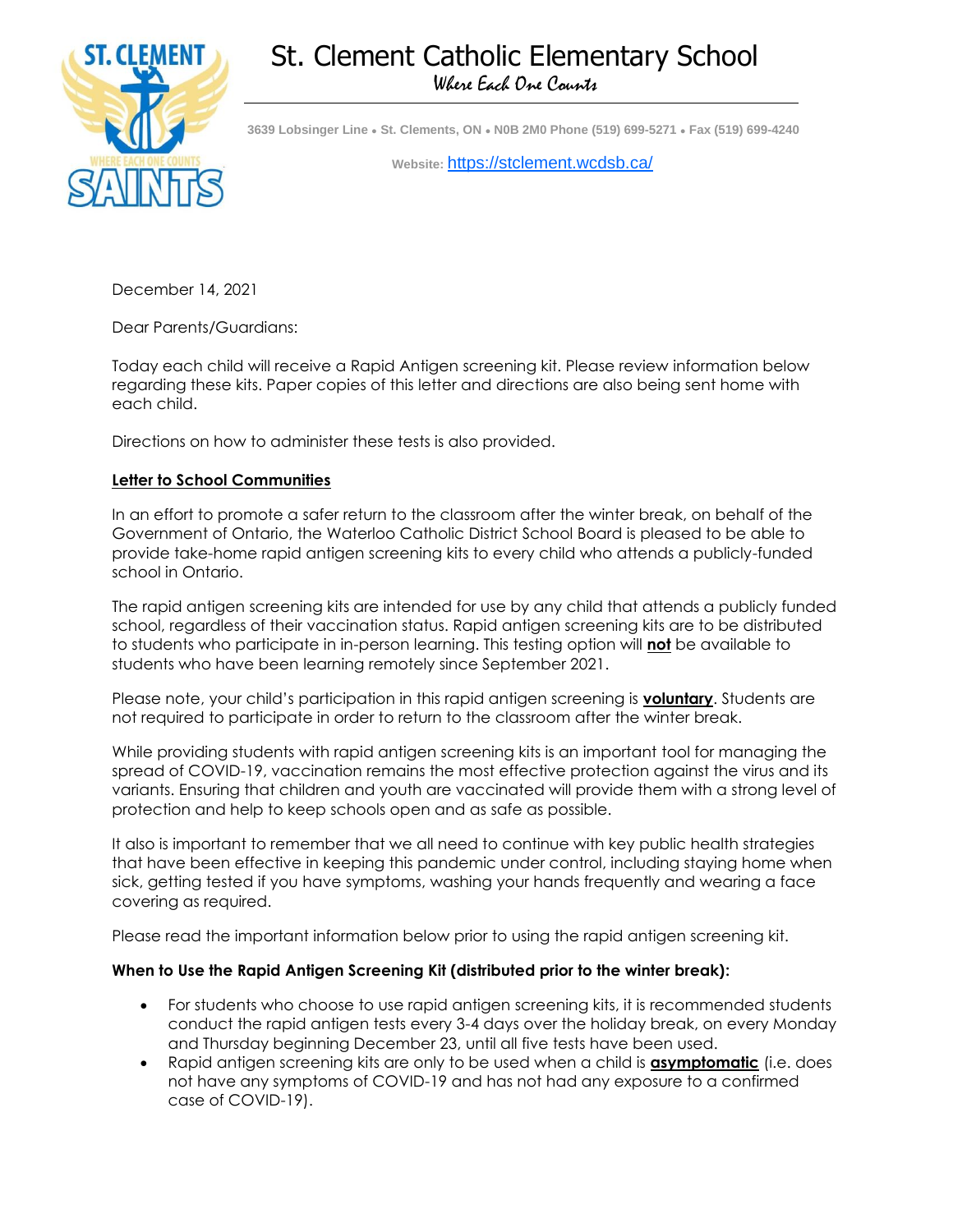# St. Clement Catholic Elementary School

*Where Each One Counts*

3639 Lobsinger Line • St. Clements, ON • N0B 2M0 Phone (519) 699-5271 • Fax (519) 699-4240

Website: https://stclement.wcdsb.ca/

December 14, 2021

Dear Parents/Guardians:

Today each child will receive a Rapid Antigen screening kit. Please review information below regarding these kits. Paper copies of this letter and directions are also being sent home with each child.

Directions on how to administer these tests is also provided.

**Letter to School Communities**

In an effort to promote a safer return to the classroom after the winter break, on behalf of the Government of Ontario, the Waterloo Catholic District School Board is pleased to be able to provide take-home rapid antigen screening kits to every child who attends a publicly-funded school in Ontario.

The rapid antigen screening kits are intended for use by any child that attends a publicly funded school, regardless of their vaccination status. Rapid antigen screening kits are to be distributed to students who participate in in-person learning. This testing option will **not** be available to students who have been learning remotely since September 2021.

Please note, your child's participation in this rapid antigen screening is **voluntary**. Students are not required to participate in order to return to the classroom after the winter break.

While providing students with rapid antigen screening kits is an important tool for managing the spread of COVID-19, vaccination remains the most effective protection against the virus and its variants. Ensuring that children and youth are vaccinated will provide them with a strong level of protection and help to keep schools open and as safe as possible.

It also is important to remember that we all need to continue with key public health strategies that have been effective in keeping this pandemic under control, including staying home when sick, getting tested if you have symptoms, washing your hands frequently and wearing a face covering as required.

Please read the important information below prior to using the rapid antigen screening kit.

**When to Use the Rapid Antigen Screening Kit (distributed prior to the winter break):**

- For students who choose to use rapid antigen screening kits, it is recommended students conduct the rapid antigen tests every 3-4 days over the holiday break, on every Monday and Thursday beginning December 23, until all five tests have been used.
- Rapid antigen screening kits are only to be used when a child is **asymptomatic** (i.e. does not have any symptoms of COVID-19 and has not had any exposure to a confirmed case of COVID-19).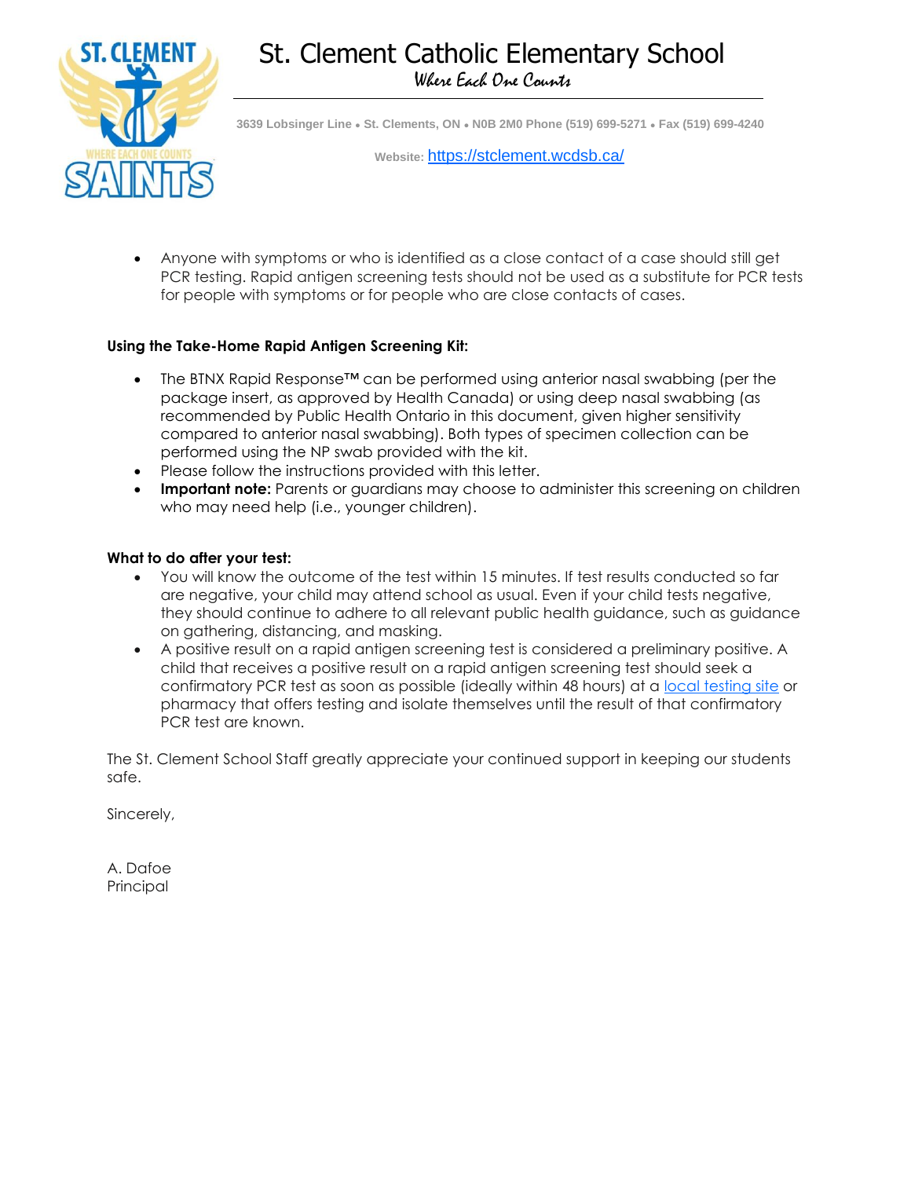# St. Clement Catholic Elementary School

*Where Each One Counts*

3639 Lobsinger Line • St. Clements, ON • N0B 2M0 Phone (519) 699-5271 • Fax (519) 699-4240

Website: https://stclement.wcdsb.ca/

- Anyone with symptoms or who is identified as a close contact of a case should still get PCR testing. Rapid antigen screening tests should not be used as a substitute for PCR tests for people with symptoms or for people who are close contacts of cases.

**Using the Take-Home Rapid Antigen Screening Kit:**

- The BTNX Rapid Response™ can be performed using anterior nasal swabbing (per the package insert, as approved by Health Canada) or using deep nasal swabbing (as recommended by Public Health Ontario in this document, given higher sensitivity compared to anterior nasal swabbing). Both types of specimen collection can be performed using the NP swab provided with the kit.
- Please follow the instructions provided with this letter.
- **Important note:** Parents or guardians may choose to administer this screening on children who may need help (i.e., younger children).

**What to do after your test:**

- You will know the outcome of the test within 15 minutes. If test results conducted so far are negative, your child may attend school as usual. Even if your child tests negative, they should continue to adhere to all relevant public health guidance, such as guidance on gathering, distancing, and masking.
- A positive result on a rapid antigen screening test is considered a preliminary positive. A child that receives a positive result on a rapid antigen screening test should seek a confirmatory PCR test as soon as possible (ideally within 48 hours) at a local testing site or pharmacy that offers testing and isolate themselves until the result of that confirmatory PCR test are known.

The St. Clement School Staff greatly appreciate your continued support in keeping our students safe.

Sincerely,

A. Dafoe
Principal